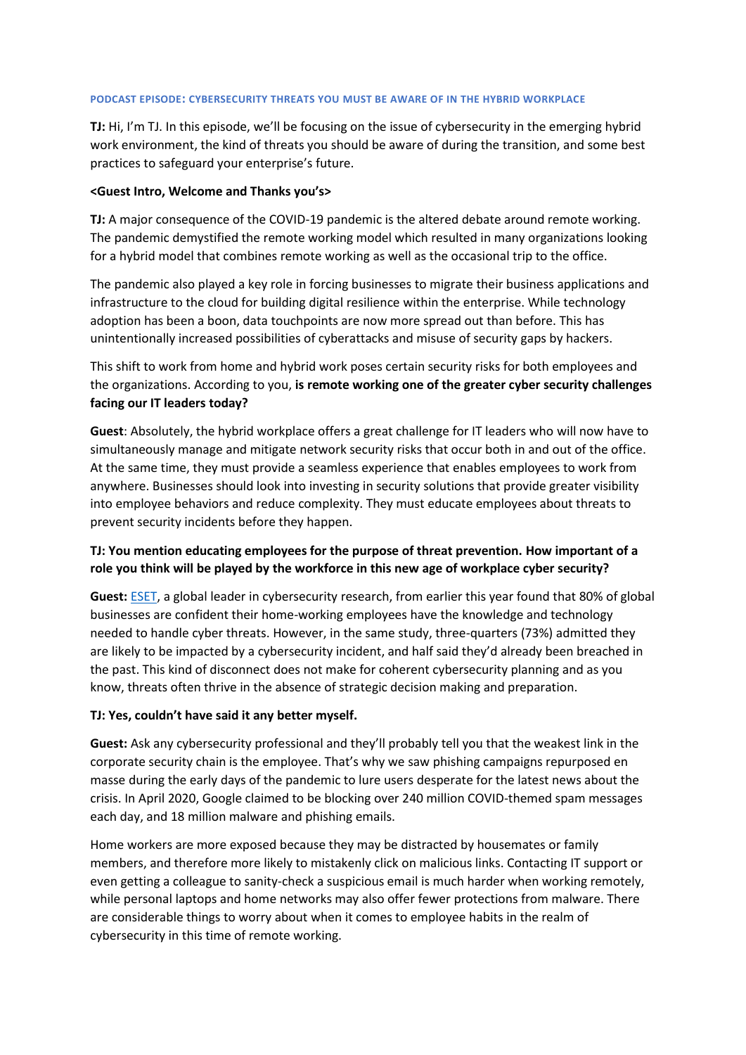**PODCAST EPISODE: CYBERSECURITY THREATS YOU MUST BE AWARE OF IN THE HYBRID WORKPLACE**

**TJ:** Hi, I'm TJ. In this episode, we'll be focusing on the issue of cybersecurity in the emerging hybrid work environment, the kind of threats you should be aware of during the transition, and some best practices to safeguard your enterprise's future.

**<Guest Intro, Welcome and Thanks you's>**

**TJ:** A major consequence of the COVID-19 pandemic is the altered debate around remote working. The pandemic demystified the remote working model which resulted in many organizations looking for a hybrid model that combines remote working as well as the occasional trip to the office.

The pandemic also played a key role in forcing businesses to migrate their business applications and infrastructure to the cloud for building digital resilience within the enterprise. While technology adoption has been a boon, data touchpoints are now more spread out than before. This has unintentionally increased possibilities of cyberattacks and misuse of security gaps by hackers.

This shift to work from home and hybrid work poses certain security risks for both employees and the organizations. According to you, **is remote working one of the greater cyber security challenges facing our IT leaders today?**

**Guest**: Absolutely, the hybrid workplace offers a great challenge for IT leaders who will now have to simultaneously manage and mitigate network security risks that occur both in and out of the office. At the same time, they must provide a seamless experience that enables employees to work from anywhere. Businesses should look into investing in security solutions that provide greater visibility into employee behaviors and reduce complexity. They must educate employees about threats to prevent security incidents before they happen.

**TJ: You mention educating employees for the purpose of threat prevention. How important of a role you think will be played by the workforce in this new age of workplace cyber security?**

**Guest:** ESET, a global leader in cybersecurity research, from earlier this year found that 80% of global businesses are confident their home-working employees have the knowledge and technology needed to handle cyber threats. However, in the same study, three-quarters (73%) admitted they are likely to be impacted by a cybersecurity incident, and half said they'd already been breached in the past. This kind of disconnect does not make for coherent cybersecurity planning and as you know, threats often thrive in the absence of strategic decision making and preparation.

**TJ: Yes, couldn't have said it any better myself.**

**Guest:** Ask any cybersecurity professional and they'll probably tell you that the weakest link in the corporate security chain is the employee. That's why we saw phishing campaigns repurposed en masse during the early days of the pandemic to lure users desperate for the latest news about the crisis. In April 2020, Google claimed to be blocking over 240 million COVID-themed spam messages each day, and 18 million malware and phishing emails.

Home workers are more exposed because they may be distracted by housemates or family members, and therefore more likely to mistakenly click on malicious links. Contacting IT support or even getting a colleague to sanity-check a suspicious email is much harder when working remotely, while personal laptops and home networks may also offer fewer protections from malware. There are considerable things to worry about when it comes to employee habits in the realm of cybersecurity in this time of remote working.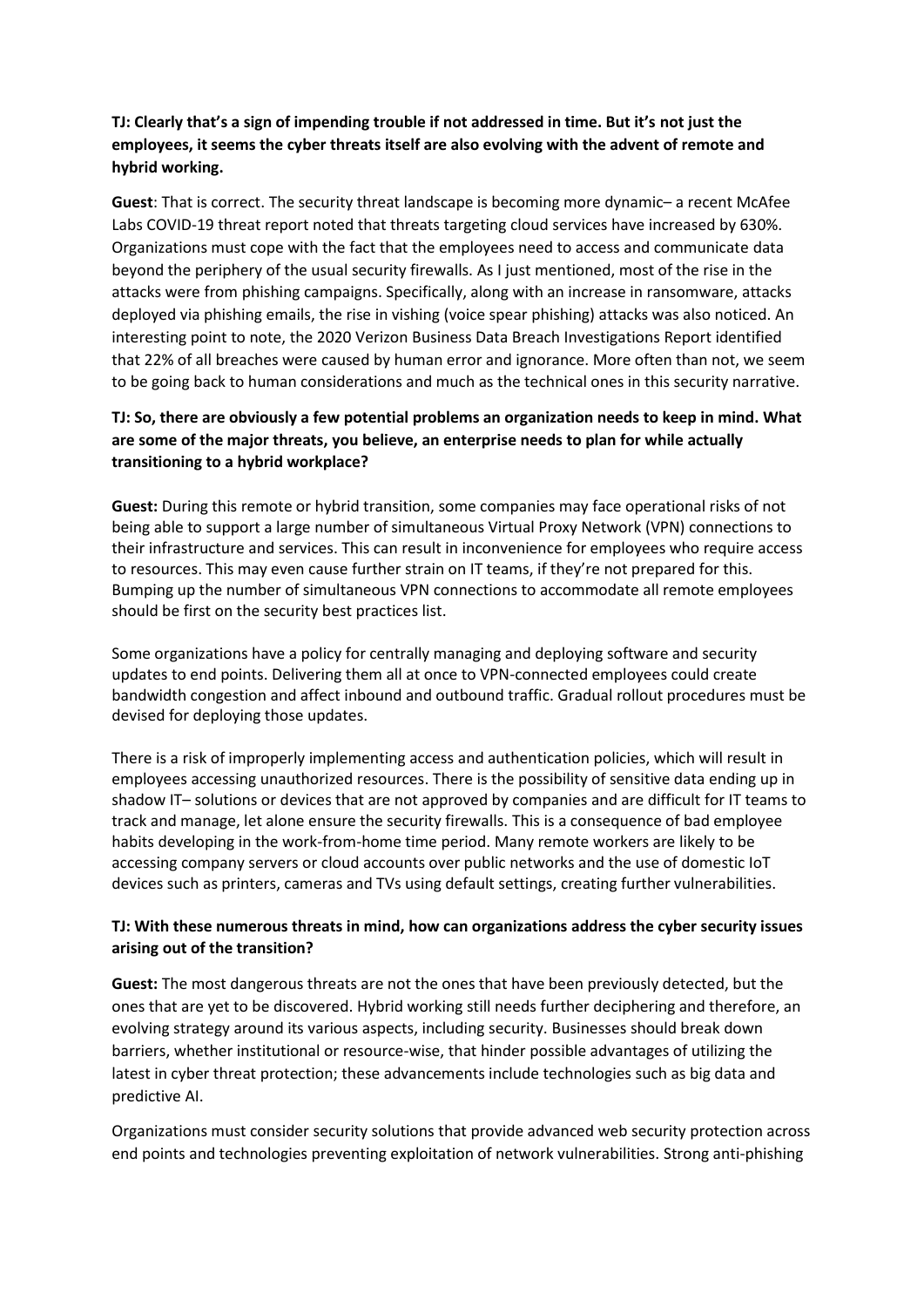**TJ: Clearly that's a sign of impending trouble if not addressed in time. But it's not just the employees, it seems the cyber threats itself are also evolving with the advent of remote and hybrid working.**

**Guest**: That is correct. The security threat landscape is becoming more dynamic– a recent McAfee Labs COVID-19 threat report noted that threats targeting cloud services have increased by 630%. Organizations must cope with the fact that the employees need to access and communicate data beyond the periphery of the usual security firewalls. As I just mentioned, most of the rise in the attacks were from phishing campaigns. Specifically, along with an increase in ransomware, attacks deployed via phishing emails, the rise in vishing (voice spear phishing) attacks was also noticed. An interesting point to note, the 2020 Verizon Business Data Breach Investigations Report identified that 22% of all breaches were caused by human error and ignorance. More often than not, we seem to be going back to human considerations and much as the technical ones in this security narrative.

**TJ: So, there are obviously a few potential problems an organization needs to keep in mind. What are some of the major threats, you believe, an enterprise needs to plan for while actually transitioning to a hybrid workplace?**

**Guest:** During this remote or hybrid transition, some companies may face operational risks of not being able to support a large number of simultaneous Virtual Proxy Network (VPN) connections to their infrastructure and services. This can result in inconvenience for employees who require access to resources. This may even cause further strain on IT teams, if they're not prepared for this. Bumping up the number of simultaneous VPN connections to accommodate all remote employees should be first on the security best practices list.

Some organizations have a policy for centrally managing and deploying software and security updates to end points. Delivering them all at once to VPN-connected employees could create bandwidth congestion and affect inbound and outbound traffic. Gradual rollout procedures must be devised for deploying those updates.

There is a risk of improperly implementing access and authentication policies, which will result in employees accessing unauthorized resources. There is the possibility of sensitive data ending up in shadow IT– solutions or devices that are not approved by companies and are difficult for IT teams to track and manage, let alone ensure the security firewalls. This is a consequence of bad employee habits developing in the work-from-home time period. Many remote workers are likely to be accessing company servers or cloud accounts over public networks and the use of domestic IoT devices such as printers, cameras and TVs using default settings, creating further vulnerabilities.

**TJ: With these numerous threats in mind, how can organizations address the cyber security issues arising out of the transition?**

**Guest:** The most dangerous threats are not the ones that have been previously detected, but the ones that are yet to be discovered. Hybrid working still needs further deciphering and therefore, an evolving strategy around its various aspects, including security. Businesses should break down barriers, whether institutional or resource-wise, that hinder possible advantages of utilizing the latest in cyber threat protection; these advancements include technologies such as big data and predictive AI.

Organizations must consider security solutions that provide advanced web security protection across end points and technologies preventing exploitation of network vulnerabilities. Strong anti-phishing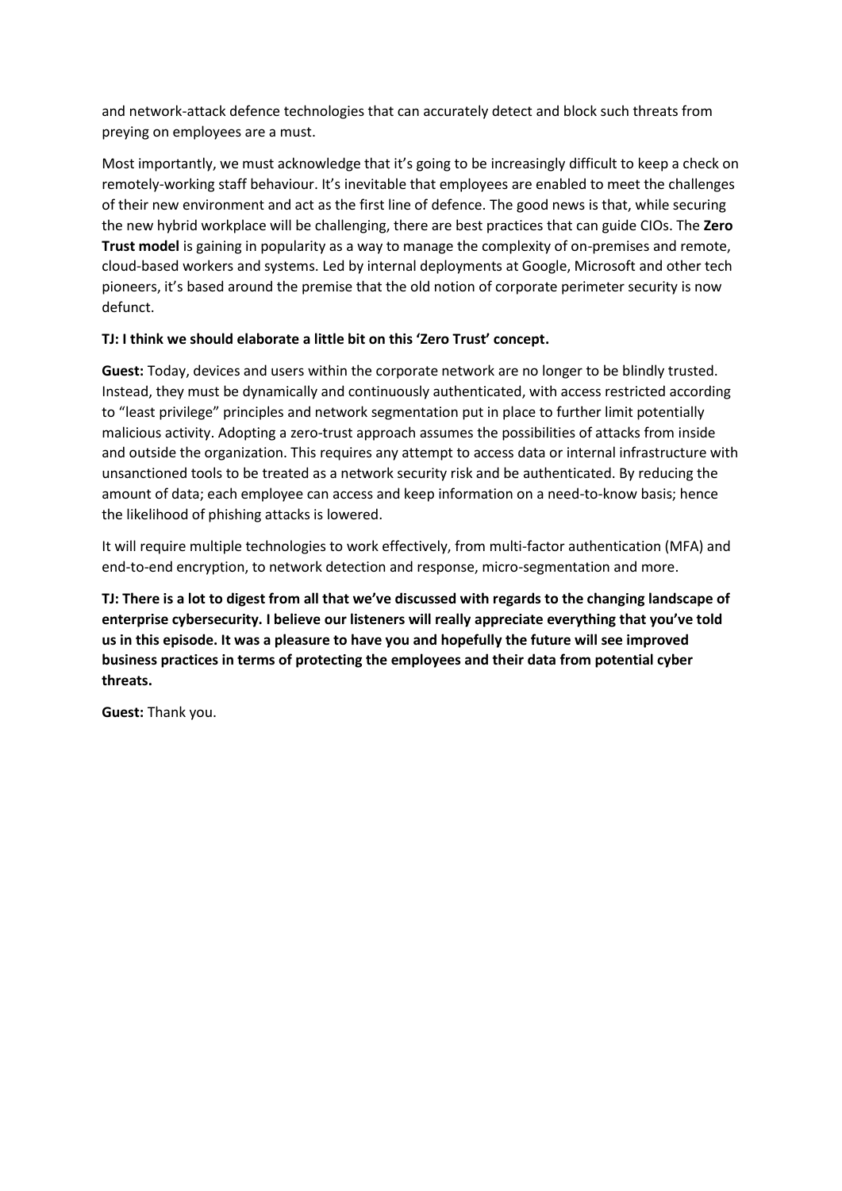and network-attack defence technologies that can accurately detect and block such threats from preying on employees are a must.

Most importantly, we must acknowledge that it's going to be increasingly difficult to keep a check on remotely-working staff behaviour. It's inevitable that employees are enabled to meet the challenges of their new environment and act as the first line of defence. The good news is that, while securing the new hybrid workplace will be challenging, there are best practices that can guide CIOs. The **Zero Trust model** is gaining in popularity as a way to manage the complexity of on-premises and remote, cloud-based workers and systems. Led by internal deployments at Google, Microsoft and other tech pioneers, it's based around the premise that the old notion of corporate perimeter security is now defunct.

**TJ: I think we should elaborate a little bit on this 'Zero Trust' concept.**

**Guest:** Today, devices and users within the corporate network are no longer to be blindly trusted. Instead, they must be dynamically and continuously authenticated, with access restricted according to "least privilege" principles and network segmentation put in place to further limit potentially malicious activity. Adopting a zero-trust approach assumes the possibilities of attacks from inside and outside the organization. This requires any attempt to access data or internal infrastructure with unsanctioned tools to be treated as a network security risk and be authenticated. By reducing the amount of data; each employee can access and keep information on a need-to-know basis; hence the likelihood of phishing attacks is lowered.

It will require multiple technologies to work effectively, from multi-factor authentication (MFA) and end-to-end encryption, to network detection and response, micro-segmentation and more.

**TJ: There is a lot to digest from all that we've discussed with regards to the changing landscape of enterprise cybersecurity. I believe our listeners will really appreciate everything that you've told us in this episode. It was a pleasure to have you and hopefully the future will see improved business practices in terms of protecting the employees and their data from potential cyber threats.**

**Guest:** Thank you.